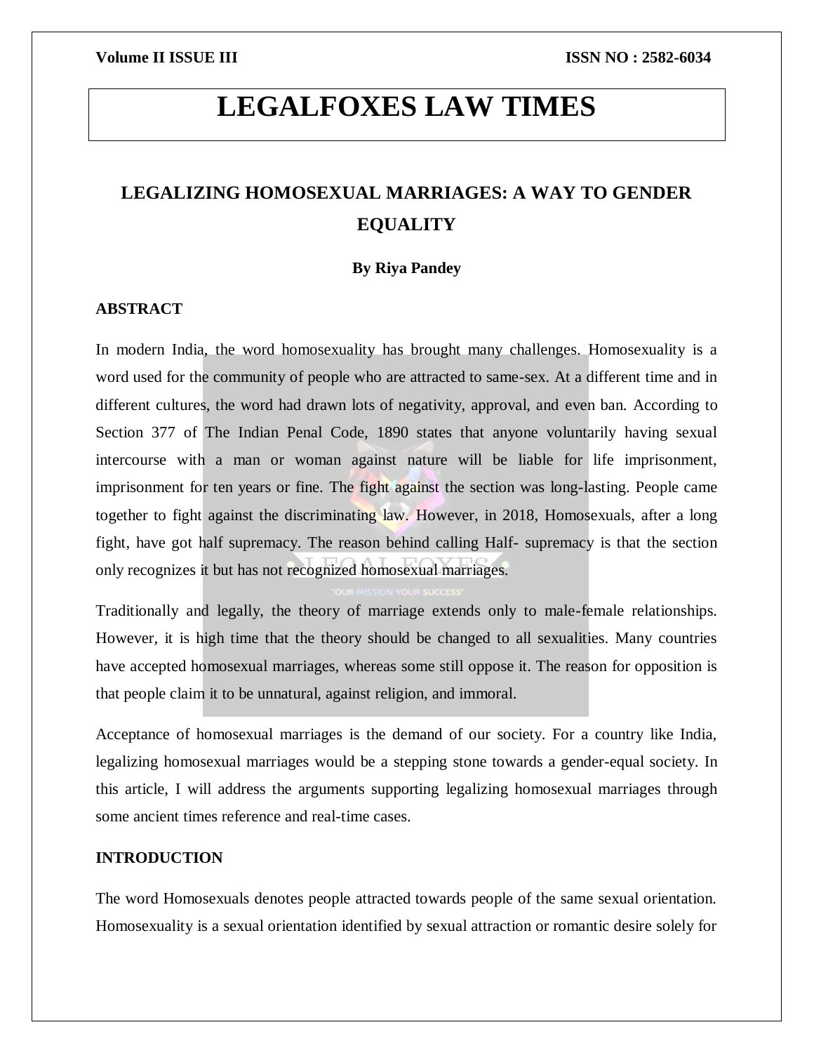# LEGALFOXES LAW TIMES

## LEGALIZING HOMOSEXUAL MARRIAGES: A WAY TO GENDER EQUALITY

**By Riya Pandey**

### ABSTRACT

In modern India, the word homosexuality has brought many challenges. Homosexuality is a word used for the community of people who are attracted to same-sex. At a different time and in different cultures, the word had drawn lots of negativity, approval, and even ban. According to Section 377 of The Indian Penal Code, 1890 states that anyone voluntarily having sexual intercourse with a man or woman against nature will be liable for life imprisonment, imprisonment for ten years or fine. The fight against the section was long-lasting. People came together to fight against the discriminating law. However, in 2018, Homosexuals, after a long fight, have got half supremacy. The reason behind calling Half- supremacy is that the section only recognizes it but has not recognized homosexual marriages.

Traditionally and legally, the theory of marriage extends only to male-female relationships. However, it is high time that the theory should be changed to all sexualities. Many countries have accepted homosexual marriages, whereas some still oppose it. The reason for opposition is that people claim it to be unnatural, against religion, and immoral.

Acceptance of homosexual marriages is the demand of our society. For a country like India, legalizing homosexual marriages would be a stepping stone towards a gender-equal society. In this article, I will address the arguments supporting legalizing homosexual marriages through some ancient times reference and real-time cases.

### INTRODUCTION

The word Homosexuals denotes people attracted towards people of the same sexual orientation. Homosexuality is a sexual orientation identified by sexual attraction or romantic desire solely for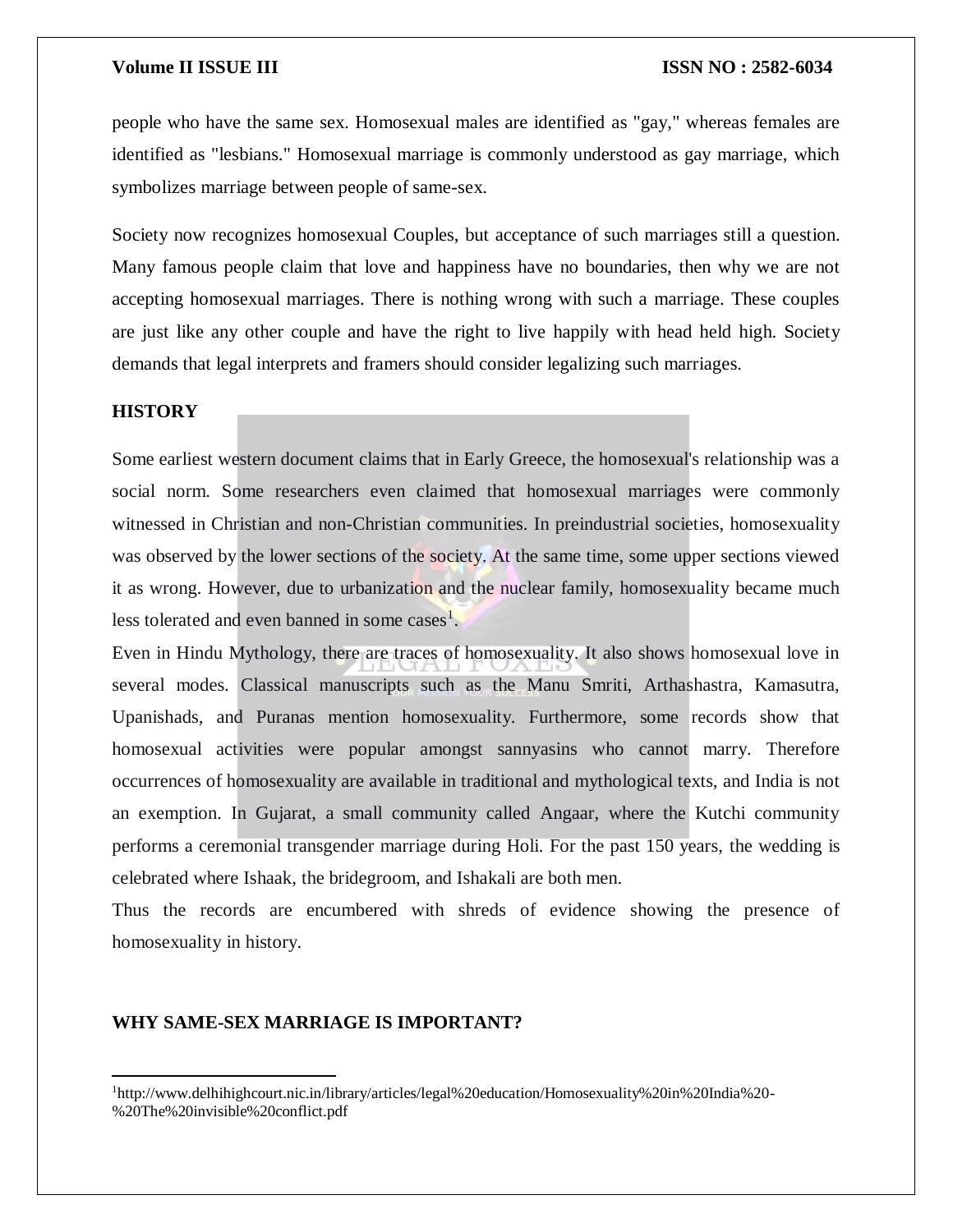people who have the same sex. Homosexual males are identified as "gay," whereas females are identified as "lesbians." Homosexual marriage is commonly understood as gay marriage, which symbolizes marriage between people of same-sex.

Society now recognizes homosexual Couples, but acceptance of such marriages still a question. Many famous people claim that love and happiness have no boundaries, then why we are not accepting homosexual marriages. There is nothing wrong with such a marriage. These couples are just like any other couple and have the right to live happily with head held high. Society demands that legal interprets and framers should consider legalizing such marriages.

## HISTORY

Some earliest western document claims that in Early Greece, the homosexual's relationship was a social norm. Some researchers even claimed that homosexual marriages were commonly witnessed in Christian and non-Christian communities. In preindustrial societies, homosexuality was observed by the lower sections of the society. At the same time, some upper sections viewed it as wrong. However, due to urbanization and the nuclear family, homosexuality became much less tolerated and even banned in some cases[1].

Even in Hindu Mythology, there are traces of homosexuality. It also shows homosexual love in several modes. Classical manuscripts such as the Manu Smriti, Arthashastra, Kamasutra, Upanishads, and Puranas mention homosexuality. Furthermore, some records show that homosexual activities were popular amongst sannyasins who cannot marry. Therefore occurrences of homosexuality are available in traditional and mythological texts, and India is not an exemption. In Gujarat, a small community called Angaar, where the Kutchi community performs a ceremonial transgender marriage during Holi. For the past 150 years, the wedding is celebrated where Ishaak, the bridegroom, and Ishakali are both men.

Thus the records are encumbered with shreds of evidence showing the presence of homosexuality in history.

## WHY SAME-SEX MARRIAGE IS IMPORTANT?

---

[1]http://www.delhihighcourt.nic.in/library/articles/legal%20education/Homosexuality%20in%20India%20-%20The%20invisible%20conflict.pdf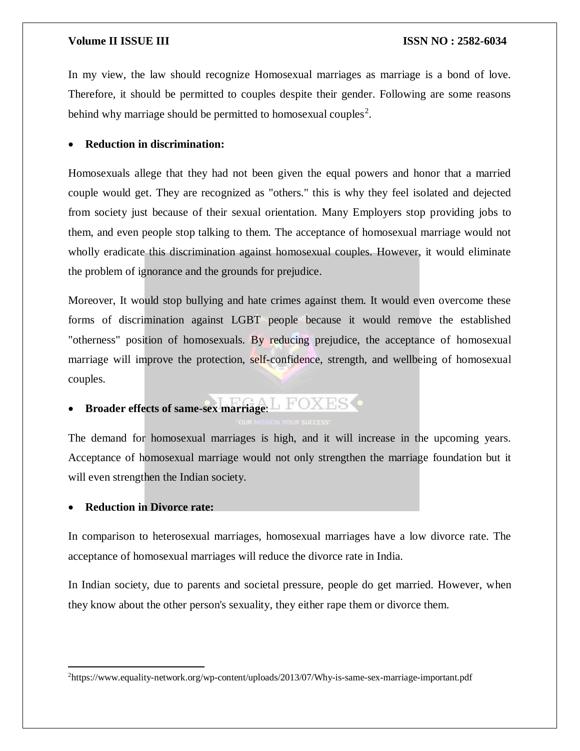In my view, the law should recognize Homosexual marriages as marriage is a bond of love. Therefore, it should be permitted to couples despite their gender. Following are some reasons behind why marriage should be permitted to homosexual couples[2].

- **Reduction in discrimination:**

Homosexuals allege that they had not been given the equal powers and honor that a married couple would get. They are recognized as "others." this is why they feel isolated and dejected from society just because of their sexual orientation. Many Employers stop providing jobs to them, and even people stop talking to them. The acceptance of homosexual marriage would not wholly eradicate this discrimination against homosexual couples. However, it would eliminate the problem of ignorance and the grounds for prejudice.

Moreover, It would stop bullying and hate crimes against them. It would even overcome these forms of discrimination against LGBT people because it would remove the established "otherness" position of homosexuals. By reducing prejudice, the acceptance of homosexual marriage will improve the protection, self-confidence, strength, and wellbeing of homosexual couples.

- **Broader effects of same-sex marriage**:

The demand for homosexual marriages is high, and it will increase in the upcoming years. Acceptance of homosexual marriage would not only strengthen the marriage foundation but it will even strengthen the Indian society.

- **Reduction in Divorce rate:**

In comparison to heterosexual marriages, homosexual marriages have a low divorce rate. The acceptance of homosexual marriages will reduce the divorce rate in India.

In Indian society, due to parents and societal pressure, people do get married. However, when they know about the other person's sexuality, they either rape them or divorce them.

---

[2]https://www.equality-network.org/wp-content/uploads/2013/07/Why-is-same-sex-marriage-important.pdf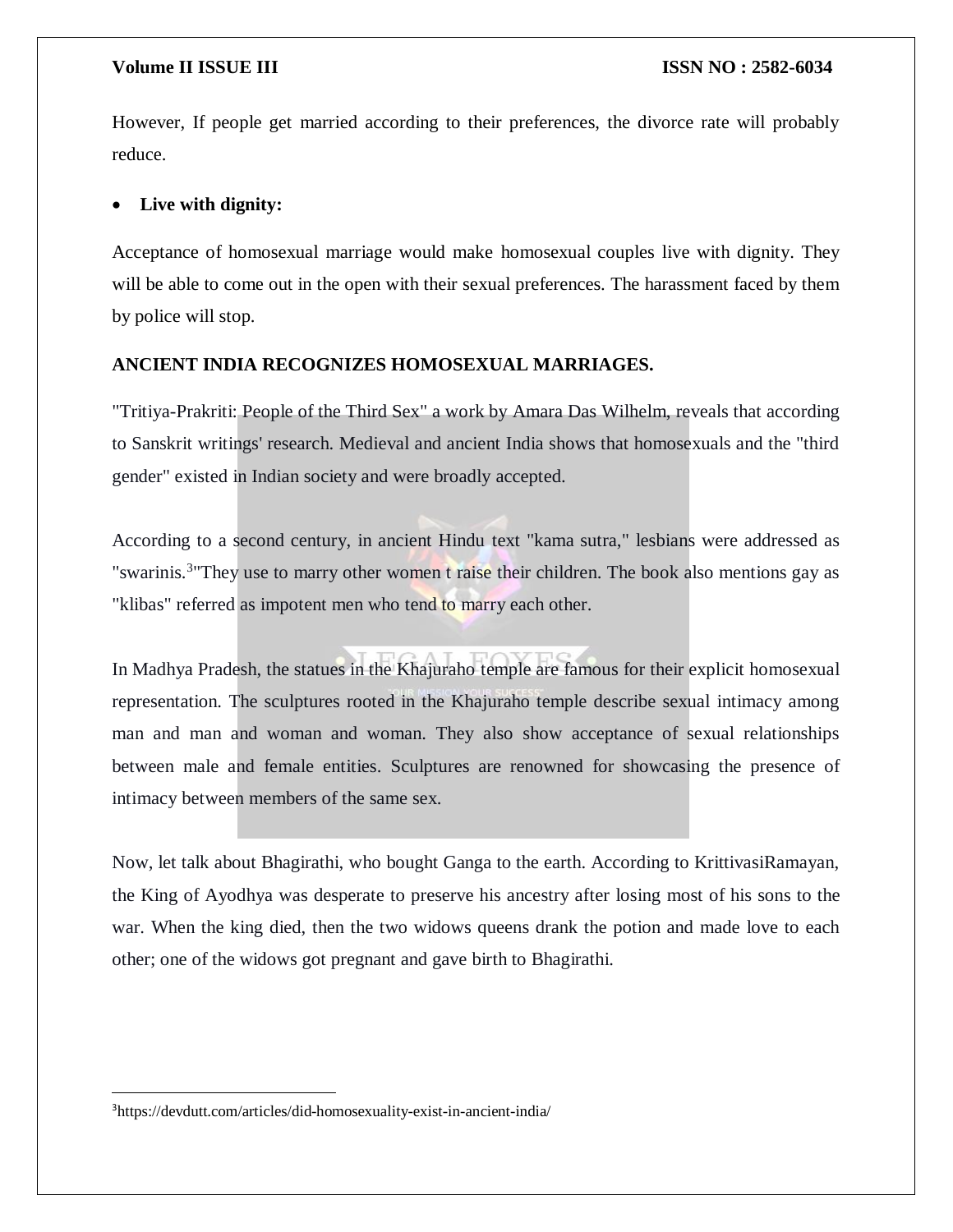However, If people get married according to their preferences, the divorce rate will probably reduce.

- **Live with dignity:**

Acceptance of homosexual marriage would make homosexual couples live with dignity. They will be able to come out in the open with their sexual preferences. The harassment faced by them by police will stop.

**ANCIENT INDIA RECOGNIZES HOMOSEXUAL MARRIAGES.**

"Tritiya-Prakriti: People of the Third Sex" a work by Amara Das Wilhelm, reveals that according to Sanskrit writings' research. Medieval and ancient India shows that homosexuals and the "third gender" existed in Indian society and were broadly accepted.

According to a second century, in ancient Hindu text "kama sutra," lesbians were addressed as "swarinis.[3]"They use to marry other women t raise their children. The book also mentions gay as "klibas" referred as impotent men who tend to marry each other.

In Madhya Pradesh, the statues in the Khajuraho temple are famous for their explicit homosexual representation. The sculptures rooted in the Khajuraho temple describe sexual intimacy among man and man and woman and woman. They also show acceptance of sexual relationships between male and female entities. Sculptures are renowned for showcasing the presence of intimacy between members of the same sex.

Now, let talk about Bhagirathi, who bought Ganga to the earth. According to KrittivasiRamayan, the King of Ayodhya was desperate to preserve his ancestry after losing most of his sons to the war. When the king died, then the two widows queens drank the potion and made love to each other; one of the widows got pregnant and gave birth to Bhagirathi.

---

[3]https://devdutt.com/articles/did-homosexuality-exist-in-ancient-india/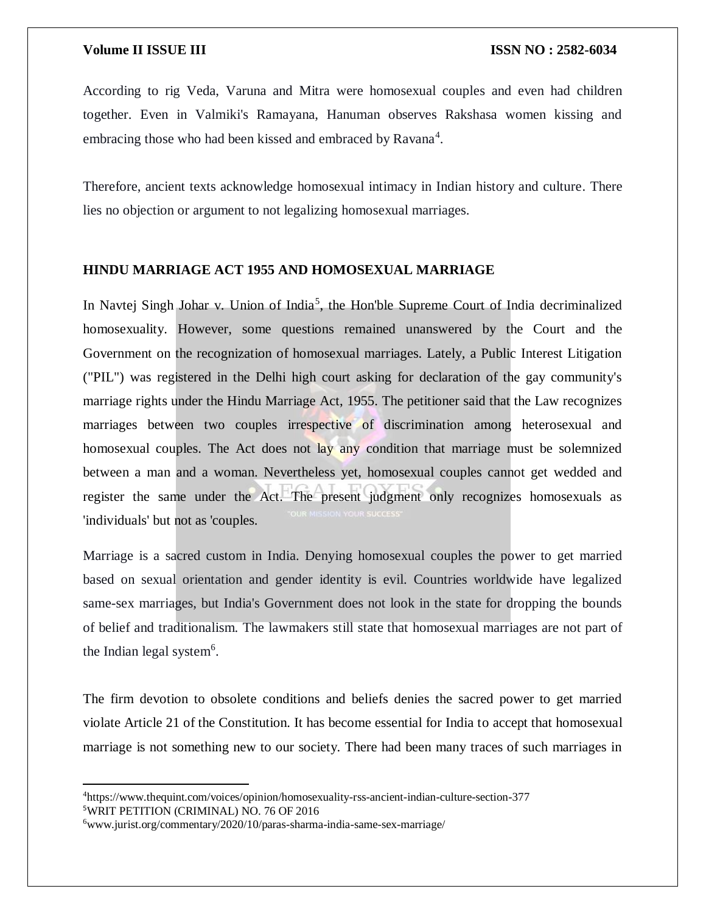According to rig Veda, Varuna and Mitra were homosexual couples and even had children together. Even in Valmiki's Ramayana, Hanuman observes Rakshasa women kissing and embracing those who had been kissed and embraced by Ravana[4].

Therefore, ancient texts acknowledge homosexual intimacy in Indian history and culture. There lies no objection or argument to not legalizing homosexual marriages.

## HINDU MARRIAGE ACT 1955 AND HOMOSEXUAL MARRIAGE

In Navtej Singh Johar v. Union of India[5], the Hon'ble Supreme Court of India decriminalized homosexuality. However, some questions remained unanswered by the Court and the Government on the recognization of homosexual marriages. Lately, a Public Interest Litigation ("PIL") was registered in the Delhi high court asking for declaration of the gay community's marriage rights under the Hindu Marriage Act, 1955. The petitioner said that the Law recognizes marriages between two couples irrespective of discrimination among heterosexual and homosexual couples. The Act does not lay any condition that marriage must be solemnized between a man and a woman. Nevertheless yet, homosexual couples cannot get wedded and register the same under the Act. The present judgment only recognizes homosexuals as 'individuals' but not as 'couples.

Marriage is a sacred custom in India. Denying homosexual couples the power to get married based on sexual orientation and gender identity is evil. Countries worldwide have legalized same-sex marriages, but India's Government does not look in the state for dropping the bounds of belief and traditionalism. The lawmakers still state that homosexual marriages are not part of the Indian legal system[6].

The firm devotion to obsolete conditions and beliefs denies the sacred power to get married violate Article 21 of the Constitution. It has become essential for India to accept that homosexual marriage is not something new to our society. There had been many traces of such marriages in

---

[4]https://www.thequint.com/voices/opinion/homosexuality-rss-ancient-indian-culture-section-377

[5]WRIT PETITION (CRIMINAL) NO. 76 OF 2016

[6]www.jurist.org/commentary/2020/10/paras-sharma-india-same-sex-marriage/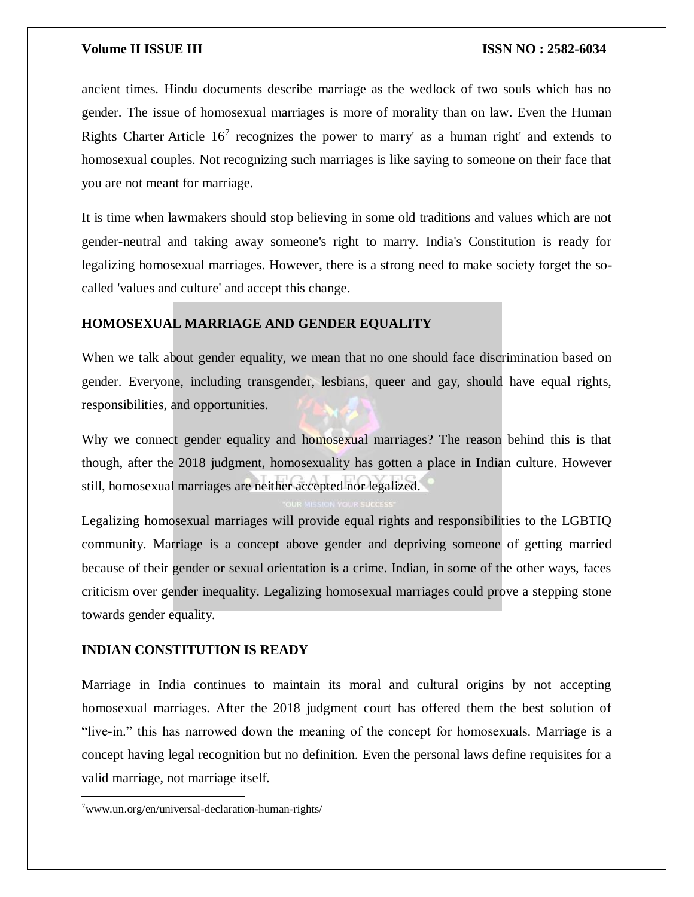ancient times. Hindu documents describe marriage as the wedlock of two souls which has no gender. The issue of homosexual marriages is more of morality than on law. Even the Human Rights Charter Article 16[7] recognizes the power to marry' as a human right' and extends to homosexual couples. Not recognizing such marriages is like saying to someone on their face that you are not meant for marriage.

It is time when lawmakers should stop believing in some old traditions and values which are not gender-neutral and taking away someone's right to marry. India's Constitution is ready for legalizing homosexual marriages. However, there is a strong need to make society forget the so-called 'values and culture' and accept this change.

## HOMOSEXUAL MARRIAGE AND GENDER EQUALITY

When we talk about gender equality, we mean that no one should face discrimination based on gender. Everyone, including transgender, lesbians, queer and gay, should have equal rights, responsibilities, and opportunities.

Why we connect gender equality and homosexual marriages? The reason behind this is that though, after the 2018 judgment, homosexuality has gotten a place in Indian culture. However still, homosexual marriages are neither accepted nor legalized.

Legalizing homosexual marriages will provide equal rights and responsibilities to the LGBTIQ community. Marriage is a concept above gender and depriving someone of getting married because of their gender or sexual orientation is a crime. Indian, in some of the other ways, faces criticism over gender inequality. Legalizing homosexual marriages could prove a stepping stone towards gender equality.

## INDIAN CONSTITUTION IS READY

Marriage in India continues to maintain its moral and cultural origins by not accepting homosexual marriages. After the 2018 judgment court has offered them the best solution of "live-in." this has narrowed down the meaning of the concept for homosexuals. Marriage is a concept having legal recognition but no definition. Even the personal laws define requisites for a valid marriage, not marriage itself.

---

[7] www.un.org/en/universal-declaration-human-rights/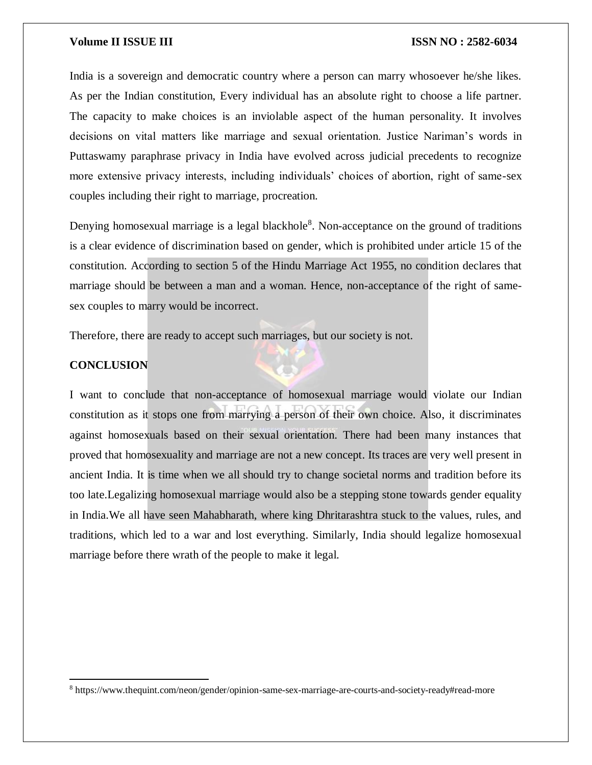India is a sovereign and democratic country where a person can marry whosoever he/she likes. As per the Indian constitution, Every individual has an absolute right to choose a life partner. The capacity to make choices is an inviolable aspect of the human personality. It involves decisions on vital matters like marriage and sexual orientation. Justice Nariman's words in Puttaswamy paraphrase privacy in India have evolved across judicial precedents to recognize more extensive privacy interests, including individuals' choices of abortion, right of same-sex couples including their right to marriage, procreation.

Denying homosexual marriage is a legal blackhole[8]. Non-acceptance on the ground of traditions is a clear evidence of discrimination based on gender, which is prohibited under article 15 of the constitution. According to section 5 of the Hindu Marriage Act 1955, no condition declares that marriage should be between a man and a woman. Hence, non-acceptance of the right of same-sex couples to marry would be incorrect.

Therefore, there are ready to accept such marriages, but our society is not.

**CONCLUSION**

I want to conclude that non-acceptance of homosexual marriage would violate our Indian constitution as it stops one from marrying a person of their own choice. Also, it discriminates against homosexuals based on their sexual orientation. There had been many instances that proved that homosexuality and marriage are not a new concept. Its traces are very well present in ancient India. It is time when we all should try to change societal norms and tradition before its too late.Legalizing homosexual marriage would also be a stepping stone towards gender equality in India.We all have seen Mahabharath, where king Dhritarashtra stuck to the values, rules, and traditions, which led to a war and lost everything. Similarly, India should legalize homosexual marriage before there wrath of the people to make it legal.

---

[8] https://www.thequint.com/neon/gender/opinion-same-sex-marriage-are-courts-and-society-ready#read-more